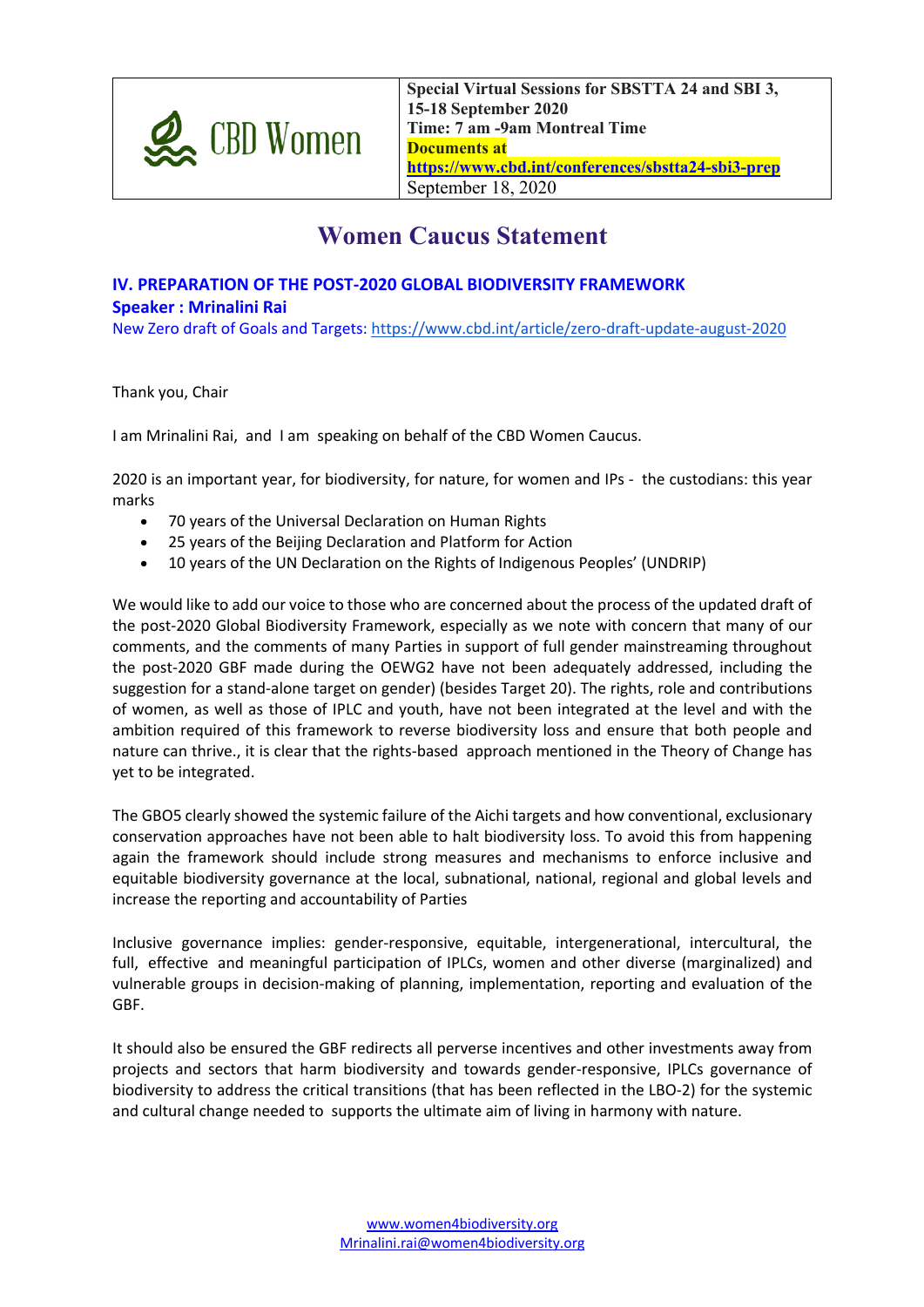| CBD Women | **Special Virtual Sessions for SBSTTA 24 and SBI 3, 15-18 September 2020**<br>**Time: 7 am -9am Montreal Time**<br>**Documents at**<br>**https://www.cbd.int/conferences/sbstta24-sbi3-prep**<br>September 18, 2020 |
| --- | --- |

# Women Caucus Statement

**IV. PREPARATION OF THE POST-2020 GLOBAL BIODIVERSITY FRAMEWORK**
**Speaker : Mrinalini Rai**
New Zero draft of Goals and Targets: https://www.cbd.int/article/zero-draft-update-august-2020

Thank you, Chair

I am Mrinalini Rai, and I am speaking on behalf of the CBD Women Caucus.

2020 is an important year, for biodiversity, for nature, for women and IPs - the custodians: this year marks

- 70 years of the Universal Declaration on Human Rights
- 25 years of the Beijing Declaration and Platform for Action
- 10 years of the UN Declaration on the Rights of Indigenous Peoples' (UNDRIP)

We would like to add our voice to those who are concerned about the process of the updated draft of the post-2020 Global Biodiversity Framework, especially as we note with concern that many of our comments, and the comments of many Parties in support of full gender mainstreaming throughout the post-2020 GBF made during the OEWG2 have not been adequately addressed, including the suggestion for a stand-alone target on gender) (besides Target 20). The rights, role and contributions of women, as well as those of IPLC and youth, have not been integrated at the level and with the ambition required of this framework to reverse biodiversity loss and ensure that both people and nature can thrive., it is clear that the rights-based approach mentioned in the Theory of Change has yet to be integrated.

The GBO5 clearly showed the systemic failure of the Aichi targets and how conventional, exclusionary conservation approaches have not been able to halt biodiversity loss. To avoid this from happening again the framework should include strong measures and mechanisms to enforce inclusive and equitable biodiversity governance at the local, subnational, national, regional and global levels and increase the reporting and accountability of Parties

Inclusive governance implies: gender-responsive, equitable, intergenerational, intercultural, the full, effective and meaningful participation of IPLCs, women and other diverse (marginalized) and vulnerable groups in decision-making of planning, implementation, reporting and evaluation of the GBF.

It should also be ensured the GBF redirects all perverse incentives and other investments away from projects and sectors that harm biodiversity and towards gender-responsive, IPLCs governance of biodiversity to address the critical transitions (that has been reflected in the LBO-2) for the systemic and cultural change needed to supports the ultimate aim of living in harmony with nature.

www.women4biodiversity.org
Mrinalini.rai@women4biodiversity.org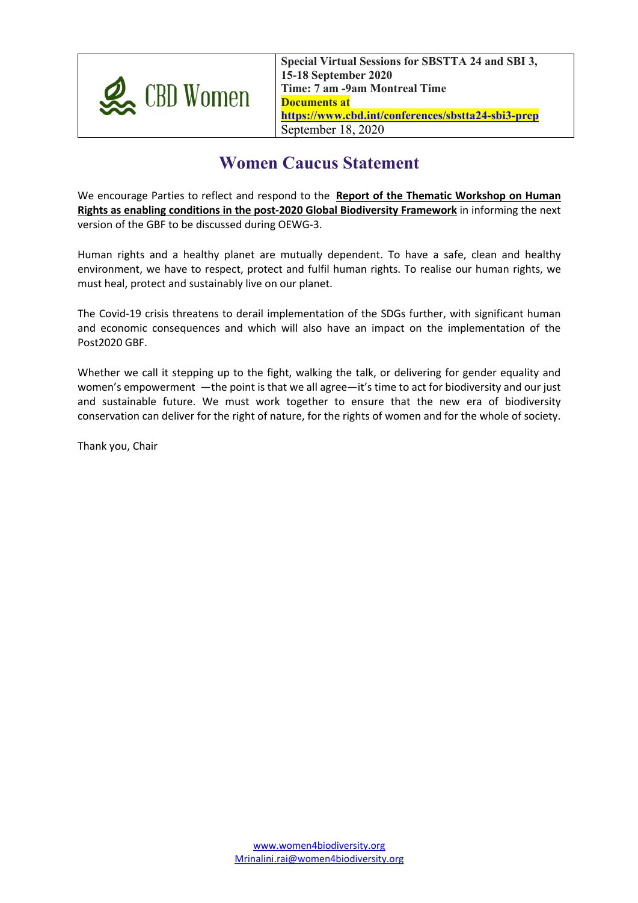| CBD Women | **Special Virtual Sessions for SBSTTA 24 and SBI 3, 15-18 September 2020**<br>**Time: 7 am -9am Montreal Time**<br>**Documents at**<br>**https://www.cbd.int/conferences/sbstta24-sbi3-prep**<br>September 18, 2020 |
| --- | --- |

# Women Caucus Statement

We encourage Parties to reflect and respond to the **Report of the Thematic Workshop on Human Rights as enabling conditions in the post-2020 Global Biodiversity Framework** in informing the next version of the GBF to be discussed during OEWG-3.

Human rights and a healthy planet are mutually dependent. To have a safe, clean and healthy environment, we have to respect, protect and fulfil human rights. To realise our human rights, we must heal, protect and sustainably live on our planet.

The Covid-19 crisis threatens to derail implementation of the SDGs further, with significant human and economic consequences and which will also have an impact on the implementation of the Post2020 GBF.

Whether we call it stepping up to the fight, walking the talk, or delivering for gender equality and women's empowerment —the point is that we all agree—it's time to act for biodiversity and our just and sustainable future. We must work together to ensure that the new era of biodiversity conservation can deliver for the right of nature, for the rights of women and for the whole of society.

Thank you, Chair

www.women4biodiversity.org
Mrinalini.rai@women4biodiversity.org